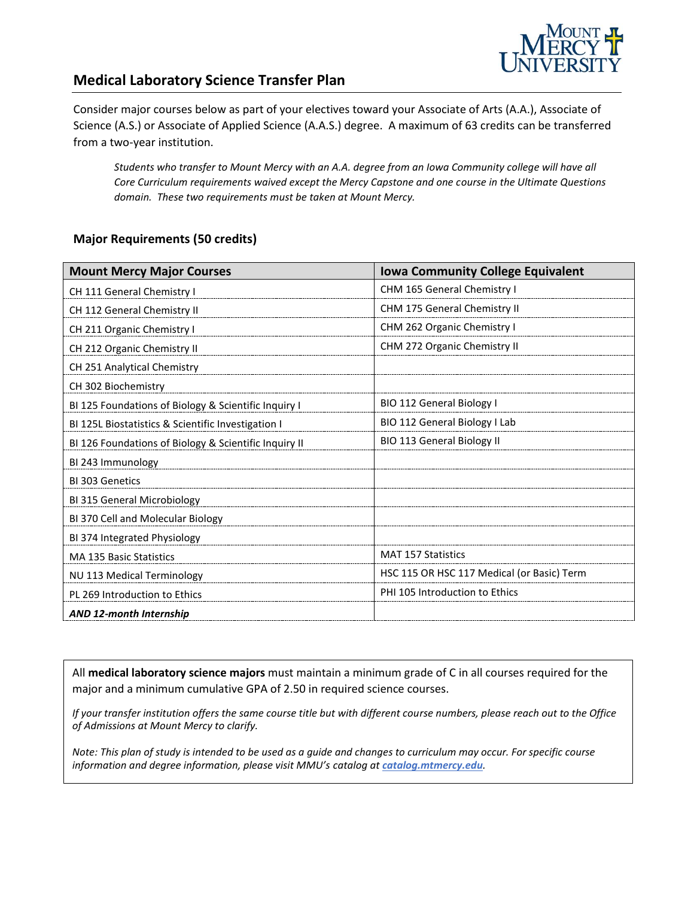# Medical Laboratory Science Transfer Plan

Consider major courses below as part of your electives toward your Associate of Arts (A.A.), Associate of Science (A.S.) or Associate of Applied Science (A.A.S.) degree. A maximum of 63 credits can be transferred from a two-year institution.

> *Students who transfer to Mount Mercy with an A.A. degree from an Iowa Community college will have all Core Curriculum requirements waived except the Mercy Capstone and one course in the Ultimate Questions domain. These two requirements must be taken at Mount Mercy.*

## Major Requirements (50 credits)

| Mount Mercy Major Courses | Iowa Community College Equivalent |
|---|---|
| CH 111 General Chemistry I | CHM 165 General Chemistry I |
| CH 112 General Chemistry II | CHM 175 General Chemistry II |
| CH 211 Organic Chemistry I | CHM 262 Organic Chemistry I |
| CH 212 Organic Chemistry II | CHM 272 Organic Chemistry II |
| CH 251 Analytical Chemistry | |
| CH 302 Biochemistry | |
| BI 125 Foundations of Biology & Scientific Inquiry I | BIO 112 General Biology I |
| BI 125L Biostatistics & Scientific Investigation I | BIO 112 General Biology I Lab |
| BI 126 Foundations of Biology & Scientific Inquiry II | BIO 113 General Biology II |
| BI 243 Immunology | |
| BI 303 Genetics | |
| BI 315 General Microbiology | |
| BI 370 Cell and Molecular Biology | |
| BI 374 Integrated Physiology | |
| MA 135 Basic Statistics | MAT 157 Statistics |
| NU 113 Medical Terminology | HSC 115 OR HSC 117 Medical (or Basic) Term |
| PL 269 Introduction to Ethics | PHI 105 Introduction to Ethics |
| ***AND 12-month Internship*** | |

All **medical laboratory science majors** must maintain a minimum grade of C in all courses required for the major and a minimum cumulative GPA of 2.50 in required science courses.

*If your transfer institution offers the same course title but with different course numbers, please reach out to the Office of Admissions at Mount Mercy to clarify.*

*Note: This plan of study is intended to be used as a guide and changes to curriculum may occur. For specific course information and degree information, please visit MMU's catalog at **catalog.mtmercy.edu**.*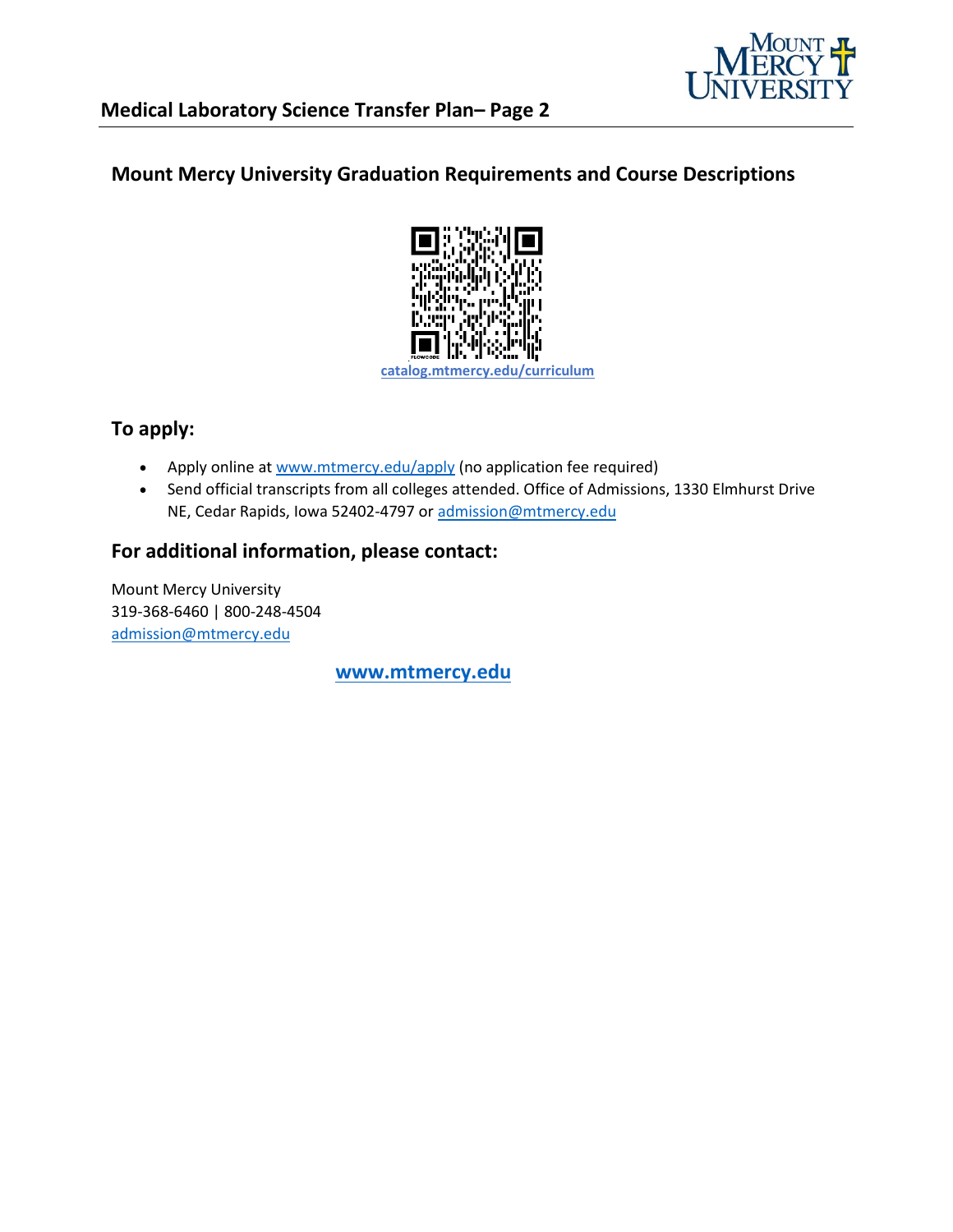## Mount Mercy University Graduation Requirements and Course Descriptions

catalog.mtmercy.edu/curriculum

## To apply:

- Apply online at www.mtmercy.edu/apply (no application fee required)
- Send official transcripts from all colleges attended. Office of Admissions, 1330 Elmhurst Drive NE, Cedar Rapids, Iowa 52402-4797 or admission@mtmercy.edu

## For additional information, please contact:

Mount Mercy University
319-368-6460 | 800-248-4504
admission@mtmercy.edu

**www.mtmercy.edu**